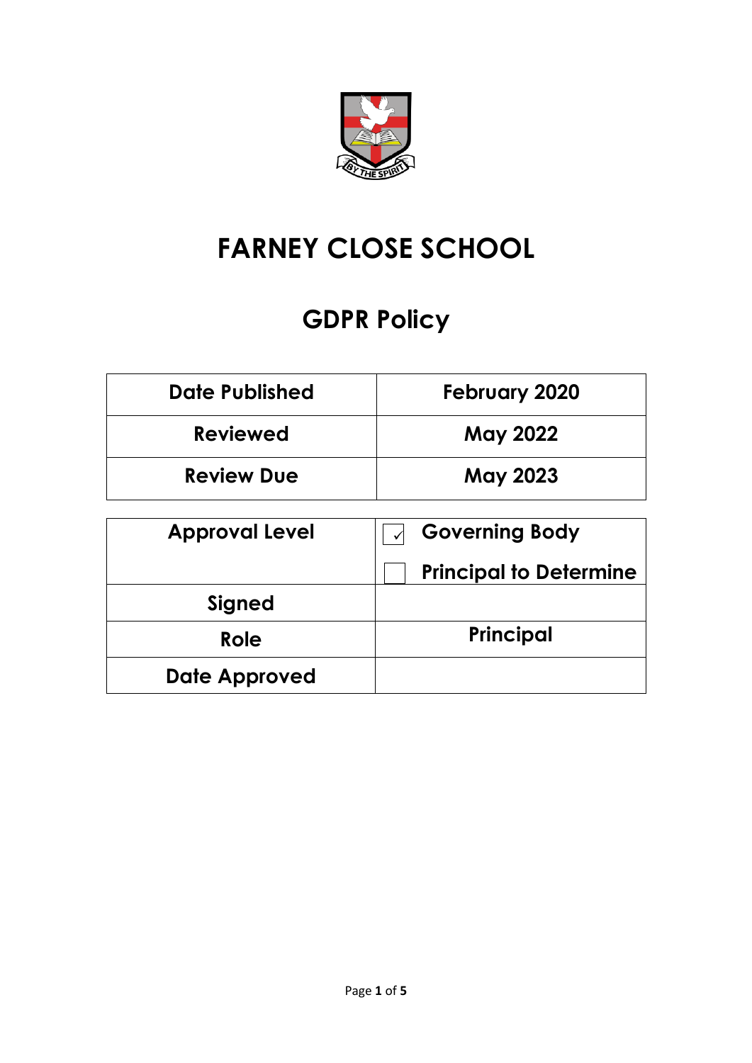# FARNEY CLOSE SCHOOL

## GDPR Policy

| Date Published | February 2020 |
|---|---|
| Reviewed | May 2022 |
| Review Due | May 2023 |

| Approval Level | ☑ Governing Body<br>☐ Principal to Determine |
|---|---|
| Signed | |
| Role | Principal |
| Date Approved | |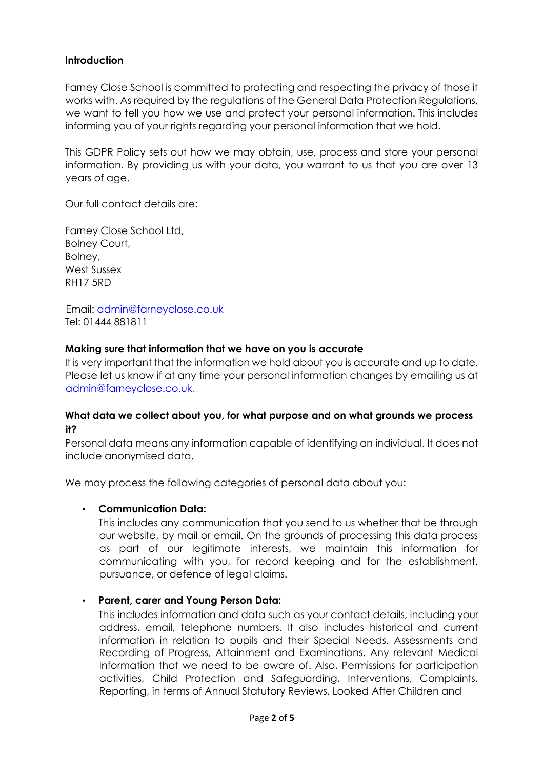**Introduction**

Farney Close School is committed to protecting and respecting the privacy of those it works with. As required by the regulations of the General Data Protection Regulations, we want to tell you how we use and protect your personal information. This includes informing you of your rights regarding your personal information that we hold.

This GDPR Policy sets out how we may obtain, use, process and store your personal information. By providing us with your data, you warrant to us that you are over 13 years of age.

Our full contact details are:

Farney Close School Ltd,
Bolney Court,
Bolney,
West Sussex
RH17 5RD

Email: admin@farneyclose.co.uk
Tel: 01444 881811

**Making sure that information that we have on you is accurate**

It is very important that the information we hold about you is accurate and up to date. Please let us know if at any time your personal information changes by emailing us at admin@farneyclose.co.uk.

**What data we collect about you, for what purpose and on what grounds we process it?**

Personal data means any information capable of identifying an individual. It does not include anonymised data.

We may process the following categories of personal data about you:

- **Communication Data:**
  This includes any communication that you send to us whether that be through our website, by mail or email. On the grounds of processing this data process as part of our legitimate interests, we maintain this information for communicating with you, for record keeping and for the establishment, pursuance, or defence of legal claims.

- **Parent, carer and Young Person Data:**
  This includes information and data such as your contact details, including your address, email, telephone numbers. It also includes historical and current information in relation to pupils and their Special Needs, Assessments and Recording of Progress, Attainment and Examinations. Any relevant Medical Information that we need to be aware of. Also, Permissions for participation activities, Child Protection and Safeguarding, Interventions, Complaints, Reporting, in terms of Annual Statutory Reviews, Looked After Children and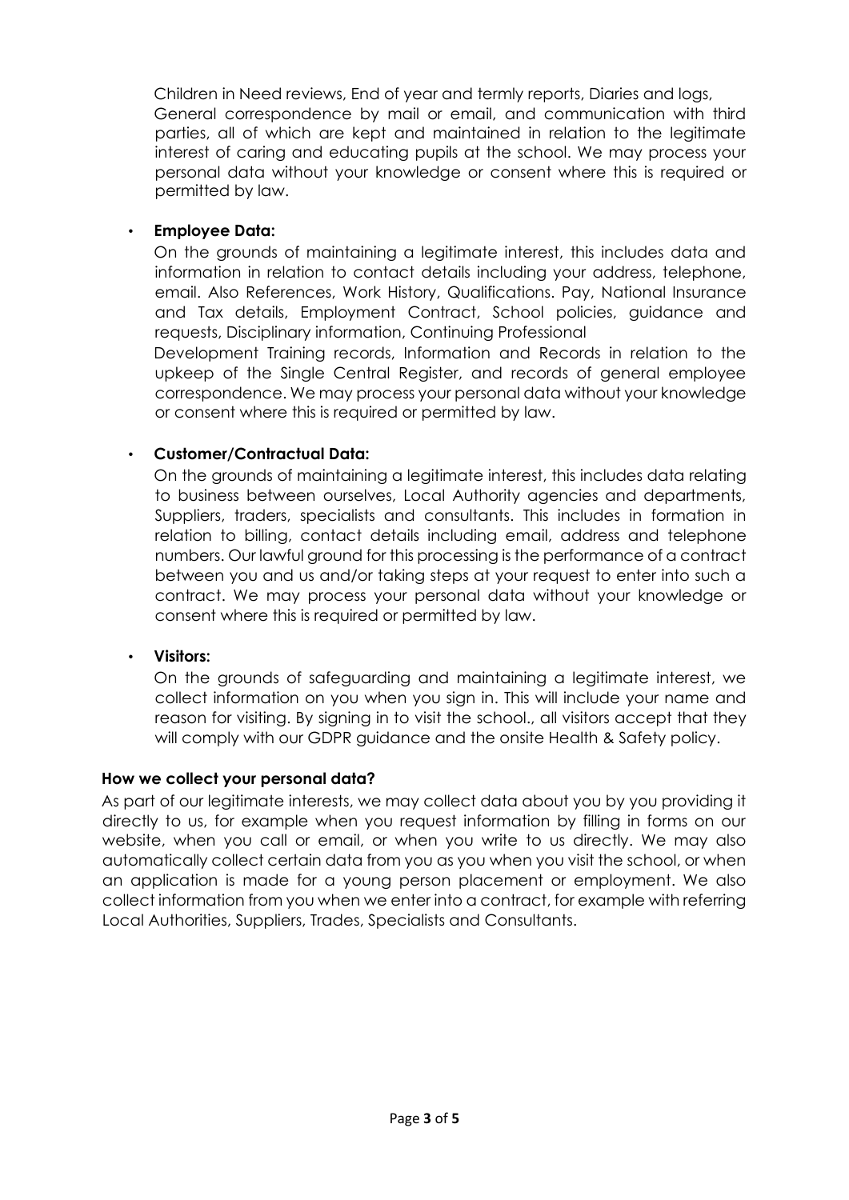Children in Need reviews, End of year and termly reports, Diaries and logs, General correspondence by mail or email, and communication with third parties, all of which are kept and maintained in relation to the legitimate interest of caring and educating pupils at the school. We may process your personal data without your knowledge or consent where this is required or permitted by law.

- **Employee Data:**
  On the grounds of maintaining a legitimate interest, this includes data and information in relation to contact details including your address, telephone, email. Also References, Work History, Qualifications. Pay, National Insurance and Tax details, Employment Contract, School policies, guidance and requests, Disciplinary information, Continuing Professional Development Training records, Information and Records in relation to the upkeep of the Single Central Register, and records of general employee correspondence. We may process your personal data without your knowledge or consent where this is required or permitted by law.

- **Customer/Contractual Data:**
  On the grounds of maintaining a legitimate interest, this includes data relating to business between ourselves, Local Authority agencies and departments, Suppliers, traders, specialists and consultants. This includes in formation in relation to billing, contact details including email, address and telephone numbers. Our lawful ground for this processing is the performance of a contract between you and us and/or taking steps at your request to enter into such a contract. We may process your personal data without your knowledge or consent where this is required or permitted by law.

- **Visitors:**
  On the grounds of safeguarding and maintaining a legitimate interest, we collect information on you when you sign in. This will include your name and reason for visiting. By signing in to visit the school., all visitors accept that they will comply with our GDPR guidance and the onsite Health & Safety policy.

**How we collect your personal data?**

As part of our legitimate interests, we may collect data about you by you providing it directly to us, for example when you request information by filling in forms on our website, when you call or email, or when you write to us directly. We may also automatically collect certain data from you as you when you visit the school, or when an application is made for a young person placement or employment. We also collect information from you when we enter into a contract, for example with referring Local Authorities, Suppliers, Trades, Specialists and Consultants.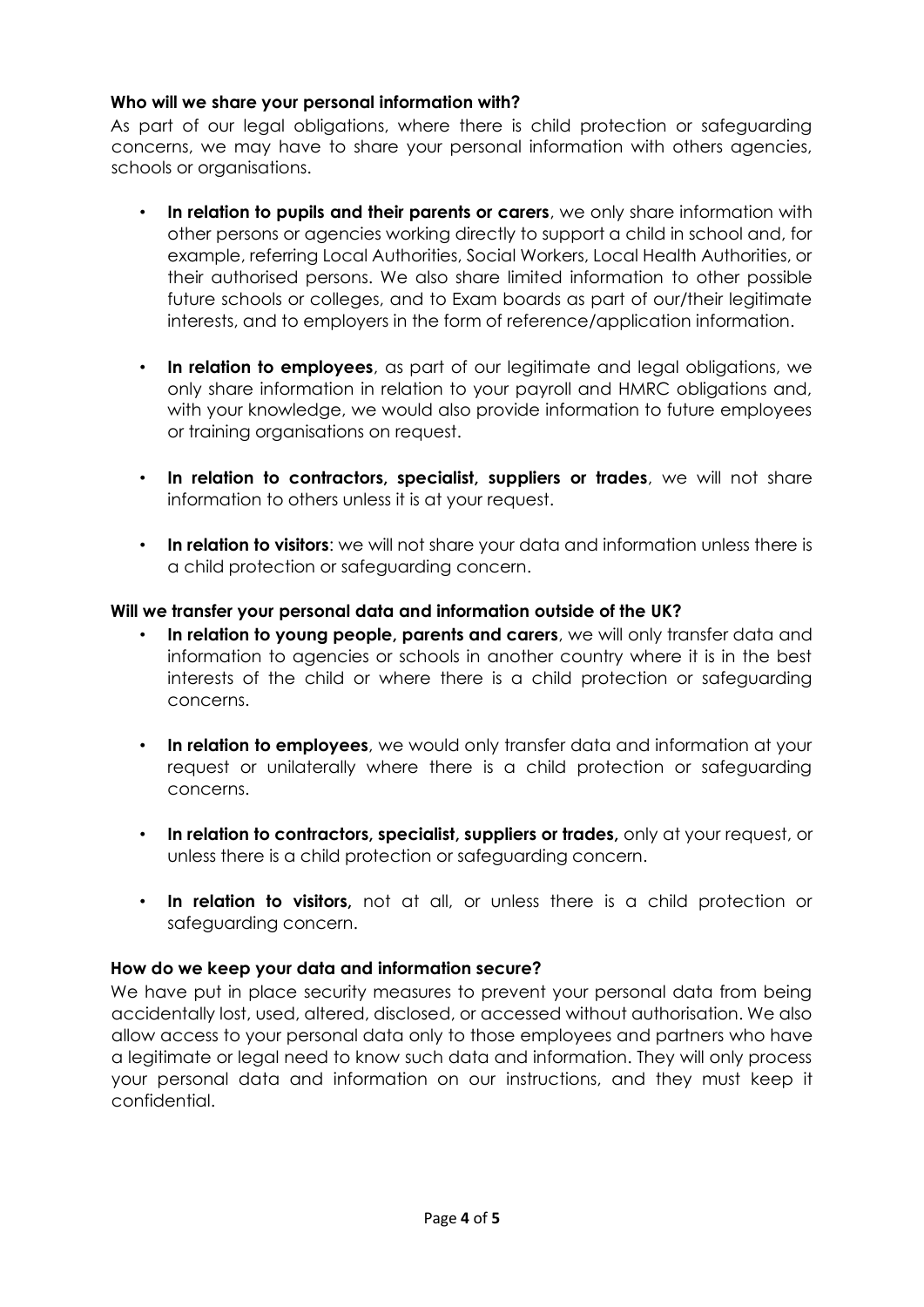**Who will we share your personal information with?**

As part of our legal obligations, where there is child protection or safeguarding concerns, we may have to share your personal information with others agencies, schools or organisations.

- **In relation to pupils and their parents or carers**, we only share information with other persons or agencies working directly to support a child in school and, for example, referring Local Authorities, Social Workers, Local Health Authorities, or their authorised persons. We also share limited information to other possible future schools or colleges, and to Exam boards as part of our/their legitimate interests, and to employers in the form of reference/application information.

- **In relation to employees**, as part of our legitimate and legal obligations, we only share information in relation to your payroll and HMRC obligations and, with your knowledge, we would also provide information to future employees or training organisations on request.

- **In relation to contractors, specialist, suppliers or trades**, we will not share information to others unless it is at your request.

- **In relation to visitors**: we will not share your data and information unless there is a child protection or safeguarding concern.

**Will we transfer your personal data and information outside of the UK?**

- **In relation to young people, parents and carers**, we will only transfer data and information to agencies or schools in another country where it is in the best interests of the child or where there is a child protection or safeguarding concerns.

- **In relation to employees**, we would only transfer data and information at your request or unilaterally where there is a child protection or safeguarding concerns.

- **In relation to contractors, specialist, suppliers or trades,** only at your request, or unless there is a child protection or safeguarding concern.

- **In relation to visitors,** not at all, or unless there is a child protection or safeguarding concern.

**How do we keep your data and information secure?**

We have put in place security measures to prevent your personal data from being accidentally lost, used, altered, disclosed, or accessed without authorisation. We also allow access to your personal data only to those employees and partners who have a legitimate or legal need to know such data and information. They will only process your personal data and information on our instructions, and they must keep it confidential.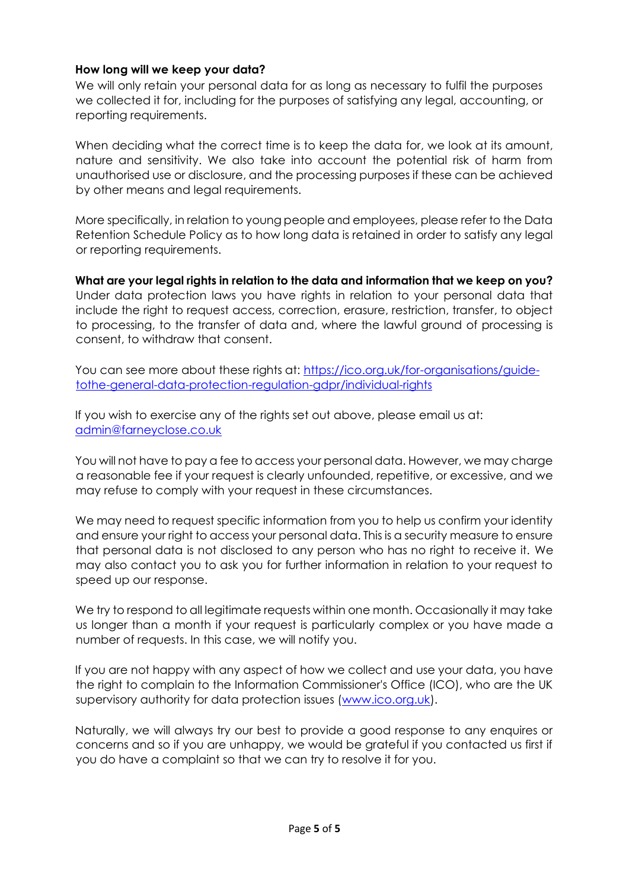**How long will we keep your data?**

We will only retain your personal data for as long as necessary to fulfil the purposes we collected it for, including for the purposes of satisfying any legal, accounting, or reporting requirements.

When deciding what the correct time is to keep the data for, we look at its amount, nature and sensitivity. We also take into account the potential risk of harm from unauthorised use or disclosure, and the processing purposes if these can be achieved by other means and legal requirements.

More specifically, in relation to young people and employees, please refer to the Data Retention Schedule Policy as to how long data is retained in order to satisfy any legal or reporting requirements.

**What are your legal rights in relation to the data and information that we keep on you?**

Under data protection laws you have rights in relation to your personal data that include the right to request access, correction, erasure, restriction, transfer, to object to processing, to the transfer of data and, where the lawful ground of processing is consent, to withdraw that consent.

You can see more about these rights at: [https://ico.org.uk/for-organisations/guide-tothe-general-data-protection-regulation-gdpr/individual-rights](https://ico.org.uk/for-organisations/guide-tothe-general-data-protection-regulation-gdpr/individual-rights)

If you wish to exercise any of the rights set out above, please email us at: [admin@farneyclose.co.uk](mailto:admin@farneyclose.co.uk)

You will not have to pay a fee to access your personal data. However, we may charge a reasonable fee if your request is clearly unfounded, repetitive, or excessive, and we may refuse to comply with your request in these circumstances.

We may need to request specific information from you to help us confirm your identity and ensure your right to access your personal data. This is a security measure to ensure that personal data is not disclosed to any person who has no right to receive it. We may also contact you to ask you for further information in relation to your request to speed up our response.

We try to respond to all legitimate requests within one month. Occasionally it may take us longer than a month if your request is particularly complex or you have made a number of requests. In this case, we will notify you.

If you are not happy with any aspect of how we collect and use your data, you have the right to complain to the Information Commissioner's Office (ICO), who are the UK supervisory authority for data protection issues ([www.ico.org.uk](http://www.ico.org.uk)).

Naturally, we will always try our best to provide a good response to any enquires or concerns and so if you are unhappy, we would be grateful if you contacted us first if you do have a complaint so that we can try to resolve it for you.